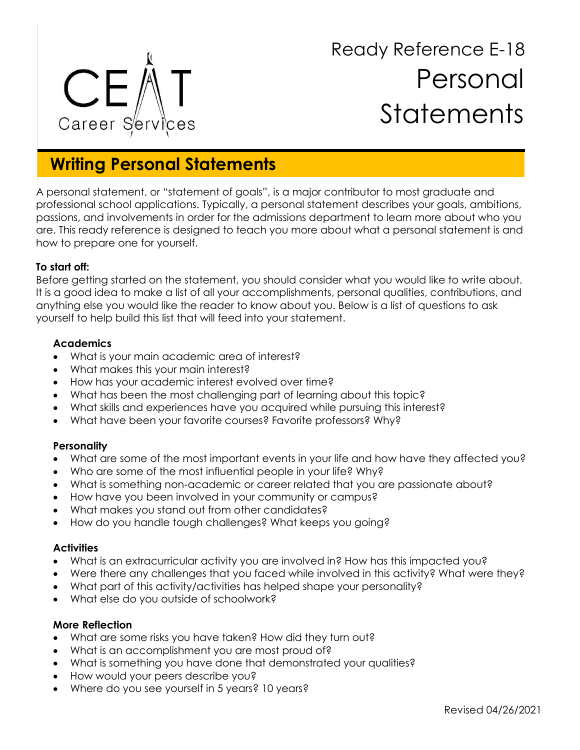CEAT Career Services

# Ready Reference E-18 Personal Statements

## Writing Personal Statements

A personal statement, or "statement of goals", is a major contributor to most graduate and professional school applications. Typically, a personal statement describes your goals, ambitions, passions, and involvements in order for the admissions department to learn more about who you are. This ready reference is designed to teach you more about what a personal statement is and how to prepare one for yourself.

**To start off:**

Before getting started on the statement, you should consider what you would like to write about. It is a good idea to make a list of all your accomplishments, personal qualities, contributions, and anything else you would like the reader to know about you. Below is a list of questions to ask yourself to help build this list that will feed into your statement.

**Academics**

- What is your main academic area of interest?
- What makes this your main interest?
- How has your academic interest evolved over time?
- What has been the most challenging part of learning about this topic?
- What skills and experiences have you acquired while pursuing this interest?
- What have been your favorite courses? Favorite professors? Why?

**Personality**

- What are some of the most important events in your life and how have they affected you?
- Who are some of the most influential people in your life? Why?
- What is something non-academic or career related that you are passionate about?
- How have you been involved in your community or campus?
- What makes you stand out from other candidates?
- How do you handle tough challenges? What keeps you going?

**Activities**

- What is an extracurricular activity you are involved in? How has this impacted you?
- Were there any challenges that you faced while involved in this activity? What were they?
- What part of this activity/activities has helped shape your personality?
- What else do you outside of schoolwork?

**More Reflection**

- What are some risks you have taken? How did they turn out?
- What is an accomplishment you are most proud of?
- What is something you have done that demonstrated your qualities?
- How would your peers describe you?
- Where do you see yourself in 5 years? 10 years?

Revised 04/26/2021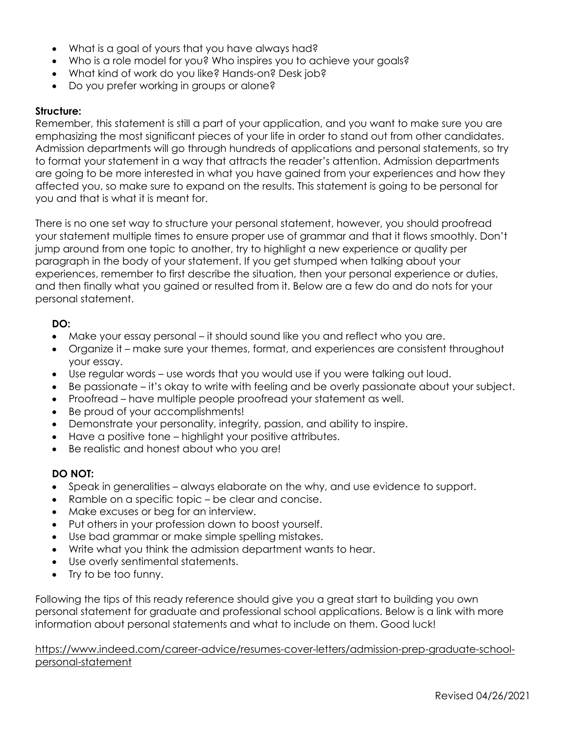- What is a goal of yours that you have always had?
- Who is a role model for you? Who inspires you to achieve your goals?
- What kind of work do you like? Hands-on? Desk job?
- Do you prefer working in groups or alone?

**Structure:**
Remember, this statement is still a part of your application, and you want to make sure you are emphasizing the most significant pieces of your life in order to stand out from other candidates. Admission departments will go through hundreds of applications and personal statements, so try to format your statement in a way that attracts the reader's attention. Admission departments are going to be more interested in what you have gained from your experiences and how they affected you, so make sure to expand on the results. This statement is going to be personal for you and that is what it is meant for.

There is no one set way to structure your personal statement, however, you should proofread your statement multiple times to ensure proper use of grammar and that it flows smoothly. Don't jump around from one topic to another, try to highlight a new experience or quality per paragraph in the body of your statement. If you get stumped when talking about your experiences, remember to first describe the situation, then your personal experience or duties, and then finally what you gained or resulted from it. Below are a few do and do nots for your personal statement.

**DO:**

- Make your essay personal – it should sound like you and reflect who you are.
- Organize it – make sure your themes, format, and experiences are consistent throughout your essay.
- Use regular words – use words that you would use if you were talking out loud.
- Be passionate – it's okay to write with feeling and be overly passionate about your subject.
- Proofread – have multiple people proofread your statement as well.
- Be proud of your accomplishments!
- Demonstrate your personality, integrity, passion, and ability to inspire.
- Have a positive tone – highlight your positive attributes.
- Be realistic and honest about who you are!

**DO NOT:**

- Speak in generalities – always elaborate on the why, and use evidence to support.
- Ramble on a specific topic – be clear and concise.
- Make excuses or beg for an interview.
- Put others in your profession down to boost yourself.
- Use bad grammar or make simple spelling mistakes.
- Write what you think the admission department wants to hear.
- Use overly sentimental statements.
- Try to be too funny.

Following the tips of this ready reference should give you a great start to building you own personal statement for graduate and professional school applications. Below is a link with more information about personal statements and what to include on them. Good luck!

https://www.indeed.com/career-advice/resumes-cover-letters/admission-prep-graduate-school-personal-statement

Revised 04/26/2021